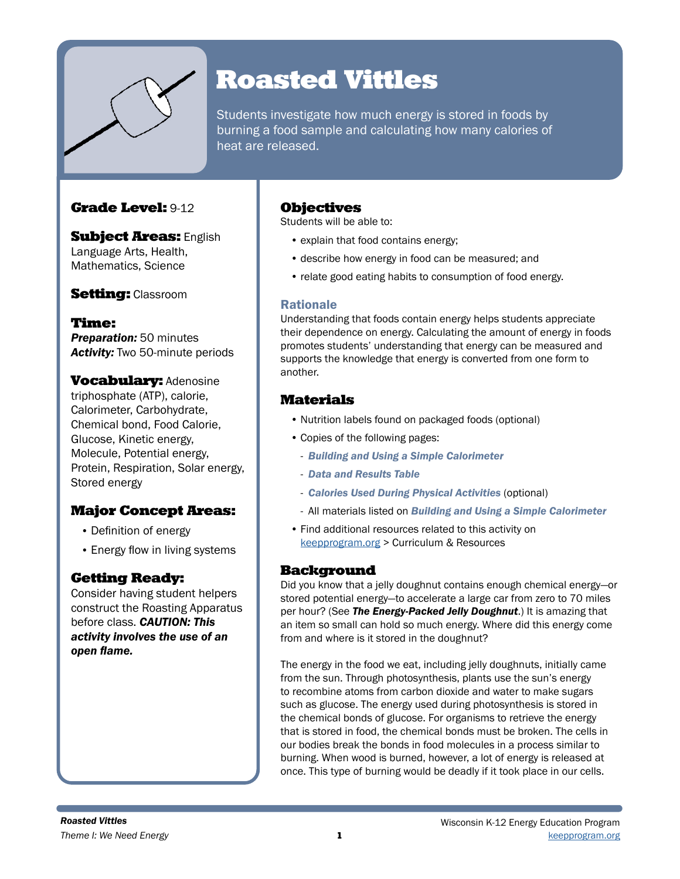# Roasted Vittles

Students investigate how much energy is stored in foods by burning a food sample and calculating how many calories of heat are released.

**Grade Level:** 9-12

**Subject Areas:** English Language Arts, Health, Mathematics, Science

**Setting:** Classroom

**Time:**
***Preparation:*** 50 minutes
***Activity:*** Two 50-minute periods

**Vocabulary:** Adenosine triphosphate (ATP), calorie, Calorimeter, Carbohydrate, Chemical bond, Food Calorie, Glucose, Kinetic energy, Molecule, Potential energy, Protein, Respiration, Solar energy, Stored energy

## Major Concept Areas:

- Definition of energy
- Energy flow in living systems

## Getting Ready:

Consider having student helpers construct the Roasting Apparatus before class. ***CAUTION: This activity involves the use of an open flame.***

## Objectives

Students will be able to:

- explain that food contains energy;
- describe how energy in food can be measured; and
- relate good eating habits to consumption of food energy.

### Rationale

Understanding that foods contain energy helps students appreciate their dependence on energy. Calculating the amount of energy in foods promotes students' understanding that energy can be measured and supports the knowledge that energy is converted from one form to another.

## Materials

- Nutrition labels found on packaged foods (optional)
- Copies of the following pages:
  - ***Building and Using a Simple Calorimeter***
  - ***Data and Results Table***
  - ***Calories Used During Physical Activities*** (optional)
  - All materials listed on ***Building and Using a Simple Calorimeter***
- Find additional resources related to this activity on keepprogram.org > Curriculum & Resources

## Background

Did you know that a jelly doughnut contains enough chemical energy—or stored potential energy—to accelerate a large car from zero to 70 miles per hour? (See ***The Energy-Packed Jelly Doughnut***.) It is amazing that an item so small can hold so much energy. Where did this energy come from and where is it stored in the doughnut?

The energy in the food we eat, including jelly doughnuts, initially came from the sun. Through photosynthesis, plants use the sun's energy to recombine atoms from carbon dioxide and water to make sugars such as glucose. The energy used during photosynthesis is stored in the chemical bonds of glucose. For organisms to retrieve the energy that is stored in food, the chemical bonds must be broken. The cells in our bodies break the bonds in food molecules in a process similar to burning. When wood is burned, however, a lot of energy is released at once. This type of burning would be deadly if it took place in our cells.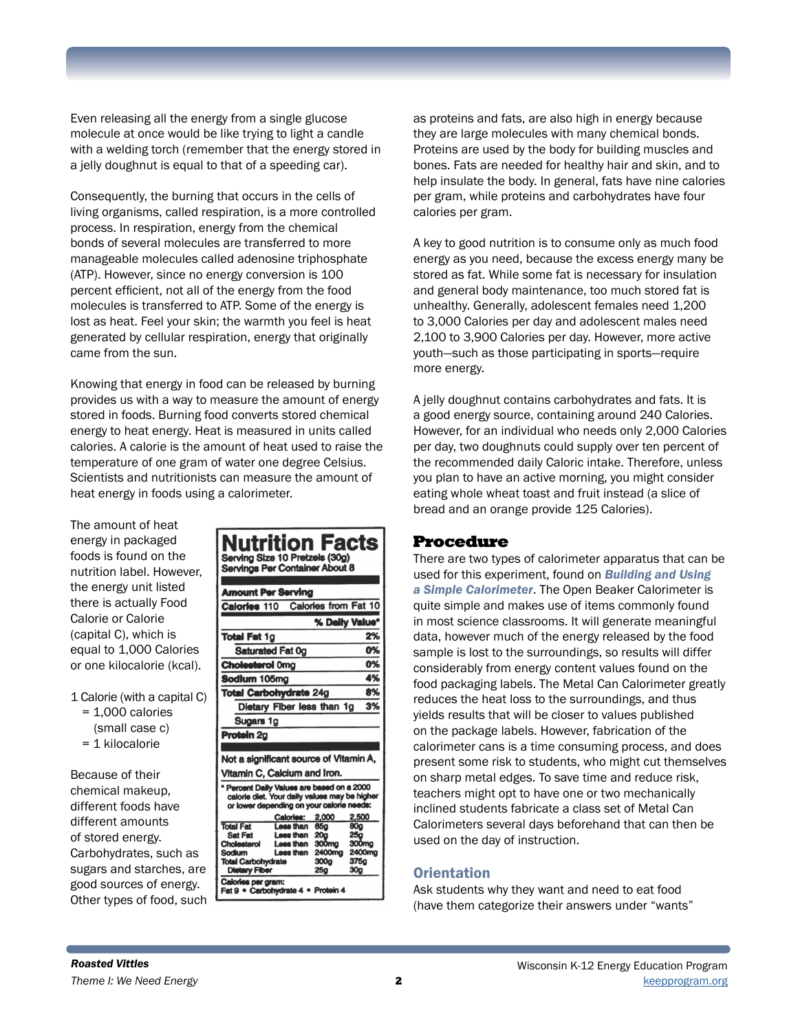Even releasing all the energy from a single glucose molecule at once would be like trying to light a candle with a welding torch (remember that the energy stored in a jelly doughnut is equal to that of a speeding car).

Consequently, the burning that occurs in the cells of living organisms, called respiration, is a more controlled process. In respiration, energy from the chemical bonds of several molecules are transferred to more manageable molecules called adenosine triphosphate (ATP). However, since no energy conversion is 100 percent efficient, not all of the energy from the food molecules is transferred to ATP. Some of the energy is lost as heat. Feel your skin; the warmth you feel is heat generated by cellular respiration, energy that originally came from the sun.

Knowing that energy in food can be released by burning provides us with a way to measure the amount of energy stored in foods. Burning food converts stored chemical energy to heat energy. Heat is measured in units called calories. A calorie is the amount of heat used to raise the temperature of one gram of water one degree Celsius. Scientists and nutritionists can measure the amount of heat energy in foods using a calorimeter.

The amount of heat energy in packaged foods is found on the nutrition label. However, the energy unit listed there is actually Food Calorie or Calorie (capital C), which is equal to 1,000 Calories or one kilocalorie (kcal).

1 Calorie (with a capital C)
= 1,000 calories (small case c)
= 1 kilocalorie

**Nutrition Facts**
Serving Size 10 Pretzels (30g)
Servings Per Container About 8

| Amount Per Serving | |
|---|---|
| Calories 110 | Calories from Fat 10 |
| | % Daily Value* |
| Total Fat 1g | 2% |
| Saturated Fat 0g | 0% |
| Cholesterol 0mg | 0% |
| Sodium 105mg | 4% |
| Total Carbohydrate 24g | 8% |
| Dietary Fiber less than 1g | 3% |
| Sugars 1g | |
| Protein 2g | |

Not a significant source of Vitamin A, Vitamin C, Calcium and Iron.

* Percent Daily Values are based on a 2000 calorie diet. Your daily values may be higher or lower depending on your calorie needs:

| | Calories: | 2,000 | 2,500 |
|---|---|---|---|
| Total Fat | Less than | 65g | 80g |
| Sat Fat | Less than | 20g | 25g |
| Cholesterol | Less than | 300mg | 300mg |
| Sodium | Less than | 2400mg | 2400mg |
| Total Carbohydrate | | 300g | 375g |
| Dietary Fiber | | 25g | 30g |

Calories per gram:
Fat 9 • Carbohydrate 4 • Protein 4

Because of their chemical makeup, different foods have different amounts of stored energy. Carbohydrates, such as sugars and starches, are good sources of energy. Other types of food, such as proteins and fats, are also high in energy because they are large molecules with many chemical bonds. Proteins are used by the body for building muscles and bones. Fats are needed for healthy hair and skin, and to help insulate the body. In general, fats have nine calories per gram, while proteins and carbohydrates have four calories per gram.

A key to good nutrition is to consume only as much food energy as you need, because the excess energy many be stored as fat. While some fat is necessary for insulation and general body maintenance, too much stored fat is unhealthy. Generally, adolescent females need 1,200 to 3,000 Calories per day and adolescent males need 2,100 to 3,900 Calories per day. However, more active youth—such as those participating in sports—require more energy.

A jelly doughnut contains carbohydrates and fats. It is a good energy source, containing around 240 Calories. However, for an individual who needs only 2,000 Calories per day, two doughnuts could supply over ten percent of the recommended daily Caloric intake. Therefore, unless you plan to have an active morning, you might consider eating whole wheat toast and fruit instead (a slice of bread and an orange provide 125 Calories).

## Procedure

There are two types of calorimeter apparatus that can be used for this experiment, found on ***Building and Using a Simple Calorimeter***. The Open Beaker Calorimeter is quite simple and makes use of items commonly found in most science classrooms. It will generate meaningful data, however much of the energy released by the food sample is lost to the surroundings, so results will differ considerably from energy content values found on the food packaging labels. The Metal Can Calorimeter greatly reduces the heat loss to the surroundings, and thus yields results that will be closer to values published on the package labels. However, fabrication of the calorimeter cans is a time consuming process, and does present some risk to students, who might cut themselves on sharp metal edges. To save time and reduce risk, teachers might opt to have one or two mechanically inclined students fabricate a class set of Metal Can Calorimeters several days beforehand that can then be used on the day of instruction.

### Orientation

Ask students why they want and need to eat food (have them categorize their answers under "wants"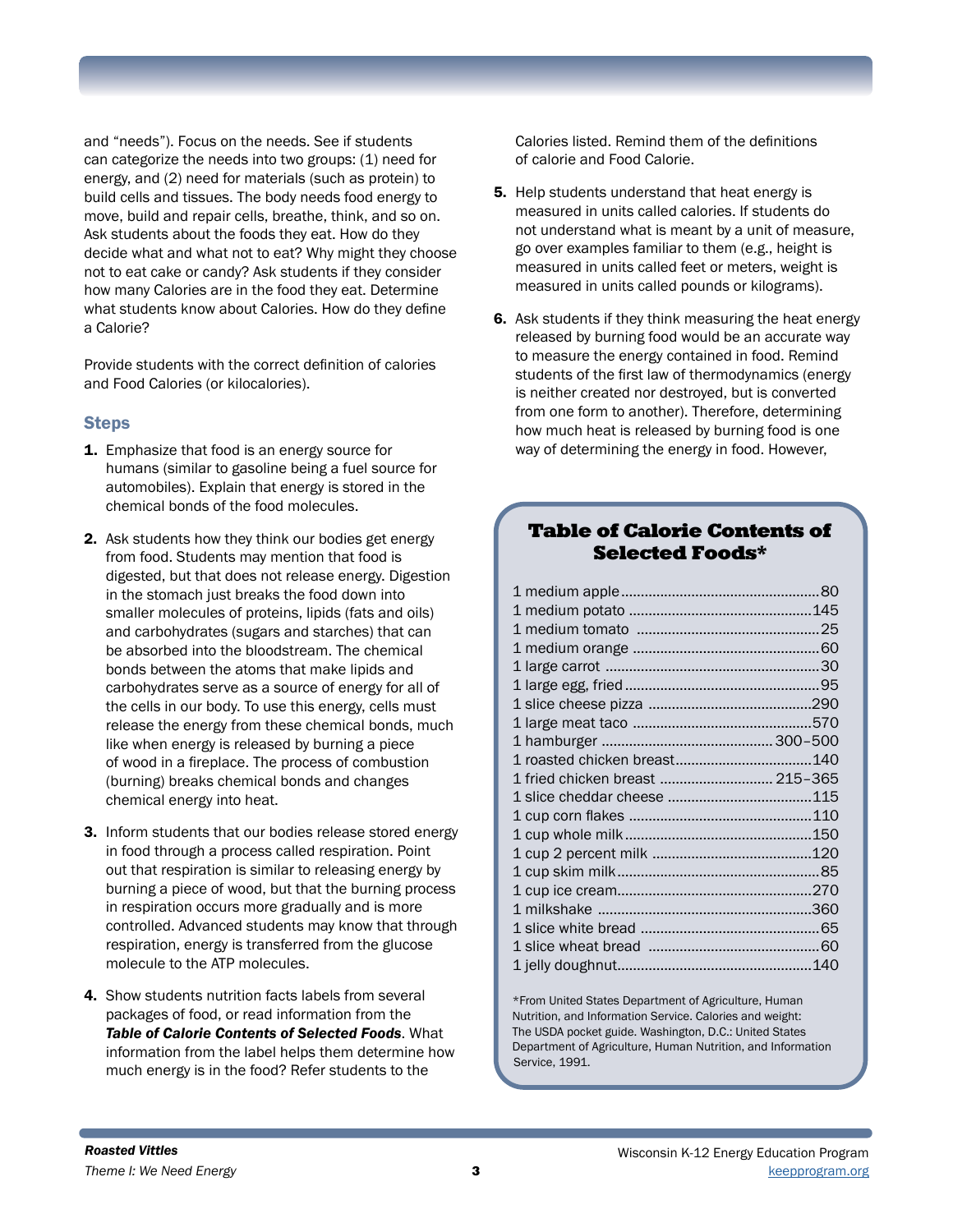and "needs"). Focus on the needs. See if students can categorize the needs into two groups: (1) need for energy, and (2) need for materials (such as protein) to build cells and tissues. The body needs food energy to move, build and repair cells, breathe, think, and so on. Ask students about the foods they eat. How do they decide what and what not to eat? Why might they choose not to eat cake or candy? Ask students if they consider how many Calories are in the food they eat. Determine what students know about Calories. How do they define a Calorie?

Provide students with the correct definition of calories and Food Calories (or kilocalories).

### Steps

1. Emphasize that food is an energy source for humans (similar to gasoline being a fuel source for automobiles). Explain that energy is stored in the chemical bonds of the food molecules.
2. Ask students how they think our bodies get energy from food. Students may mention that food is digested, but that does not release energy. Digestion in the stomach just breaks the food down into smaller molecules of proteins, lipids (fats and oils) and carbohydrates (sugars and starches) that can be absorbed into the bloodstream. The chemical bonds between the atoms that make lipids and carbohydrates serve as a source of energy for all of the cells in our body. To use this energy, cells must release the energy from these chemical bonds, much like when energy is released by burning a piece of wood in a fireplace. The process of combustion (burning) breaks chemical bonds and changes chemical energy into heat.
3. Inform students that our bodies release stored energy in food through a process called respiration. Point out that respiration is similar to releasing energy by burning a piece of wood, but that the burning process in respiration occurs more gradually and is more controlled. Advanced students may know that through respiration, energy is transferred from the glucose molecule to the ATP molecules.
4. Show students nutrition facts labels from several packages of food, or read information from the ***Table of Calorie Contents of Selected Foods***. What information from the label helps them determine how much energy is in the food? Refer students to the Calories listed. Remind them of the definitions of calorie and Food Calorie.
5. Help students understand that heat energy is measured in units called calories. If students do not understand what is meant by a unit of measure, go over examples familiar to them (e.g., height is measured in units called feet or meters, weight is measured in units called pounds or kilograms).
6. Ask students if they think measuring the heat energy released by burning food would be an accurate way to measure the energy contained in food. Remind students of the first law of thermodynamics (energy is neither created nor destroyed, but is converted from one form to another). Therefore, determining how much heat is released by burning food is one way of determining the energy in food. However,

### Table of Calorie Contents of Selected Foods*

| Food | Calories |
|---|---|
| 1 medium apple | 80 |
| 1 medium potato | 145 |
| 1 medium tomato | 25 |
| 1 medium orange | 60 |
| 1 large carrot | 30 |
| 1 large egg, fried | 95 |
| 1 slice cheese pizza | 290 |
| 1 large meat taco | 570 |
| 1 hamburger | 300–500 |
| 1 roasted chicken breast | 140 |
| 1 fried chicken breast | 215–365 |
| 1 slice cheddar cheese | 115 |
| 1 cup corn flakes | 110 |
| 1 cup whole milk | 150 |
| 1 cup 2 percent milk | 120 |
| 1 cup skim milk | 85 |
| 1 cup ice cream | 270 |
| 1 milkshake | 360 |
| 1 slice white bread | 65 |
| 1 slice wheat bread | 60 |
| 1 jelly doughnut | 140 |

*From United States Department of Agriculture, Human Nutrition, and Information Service. Calories and weight: The USDA pocket guide. Washington, D.C.: United States Department of Agriculture, Human Nutrition, and Information Service, 1991.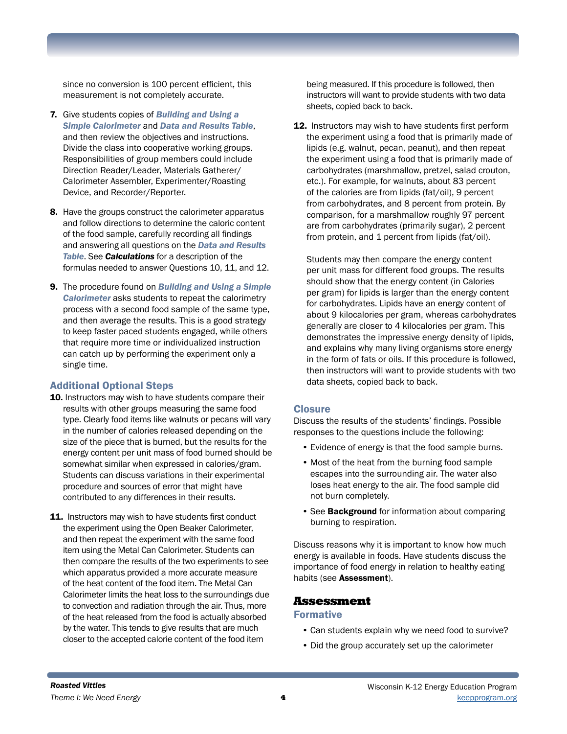since no conversion is 100 percent efficient, this measurement is not completely accurate.

7. Give students copies of ***Building and Using a Simple Calorimeter*** and ***Data and Results Table***, and then review the objectives and instructions. Divide the class into cooperative working groups. Responsibilities of group members could include Direction Reader/Leader, Materials Gatherer/Calorimeter Assembler, Experimenter/Roasting Device, and Recorder/Reporter.

8. Have the groups construct the calorimeter apparatus and follow directions to determine the caloric content of the food sample, carefully recording all findings and answering all questions on the ***Data and Results Table***. See ***Calculations*** for a description of the formulas needed to answer Questions 10, 11, and 12.

9. The procedure found on ***Building and Using a Simple Calorimeter*** asks students to repeat the calorimetry process with a second food sample of the same type, and then average the results. This is a good strategy to keep faster paced students engaged, while others that require more time or individualized instruction can catch up by performing the experiment only a single time.

### Additional Optional Steps

10. Instructors may wish to have students compare their results with other groups measuring the same food type. Clearly food items like walnuts or pecans will vary in the number of calories released depending on the size of the piece that is burned, but the results for the energy content per unit mass of food burned should be somewhat similar when expressed in calories/gram. Students can discuss variations in their experimental procedure and sources of error that might have contributed to any differences in their results.

11. Instructors may wish to have students first conduct the experiment using the Open Beaker Calorimeter, and then repeat the experiment with the same food item using the Metal Can Calorimeter. Students can then compare the results of the two experiments to see which apparatus provided a more accurate measure of the heat content of the food item. The Metal Can Calorimeter limits the heat loss to the surroundings due to convection and radiation through the air. Thus, more of the heat released from the food is actually absorbed by the water. This tends to give results that are much closer to the accepted calorie content of the food item being measured. If this procedure is followed, then instructors will want to provide students with two data sheets, copied back to back.

12. Instructors may wish to have students first perform the experiment using a food that is primarily made of lipids (e.g. walnut, pecan, peanut), and then repeat the experiment using a food that is primarily made of carbohydrates (marshmallow, pretzel, salad crouton, etc.). For example, for walnuts, about 83 percent of the calories are from lipids (fat/oil), 9 percent from carbohydrates, and 8 percent from protein. By comparison, for a marshmallow roughly 97 percent are from carbohydrates (primarily sugar), 2 percent from protein, and 1 percent from lipids (fat/oil).

    Students may then compare the energy content per unit mass for different food groups. The results should show that the energy content (in Calories per gram) for lipids is larger than the energy content for carbohydrates. Lipids have an energy content of about 9 kilocalories per gram, whereas carbohydrates generally are closer to 4 kilocalories per gram. This demonstrates the impressive energy density of lipids, and explains why many living organisms store energy in the form of fats or oils. If this procedure is followed, then instructors will want to provide students with two data sheets, copied back to back.

### Closure

Discuss the results of the students' findings. Possible responses to the questions include the following:

- Evidence of energy is that the food sample burns.
- Most of the heat from the burning food sample escapes into the surrounding air. The water also loses heat energy to the air. The food sample did not burn completely.
- See **Background** for information about comparing burning to respiration.

Discuss reasons why it is important to know how much energy is available in foods. Have students discuss the importance of food energy in relation to healthy eating habits (see **Assessment**).

## Assessment

### Formative

- Can students explain why we need food to survive?
- Did the group accurately set up the calorimeter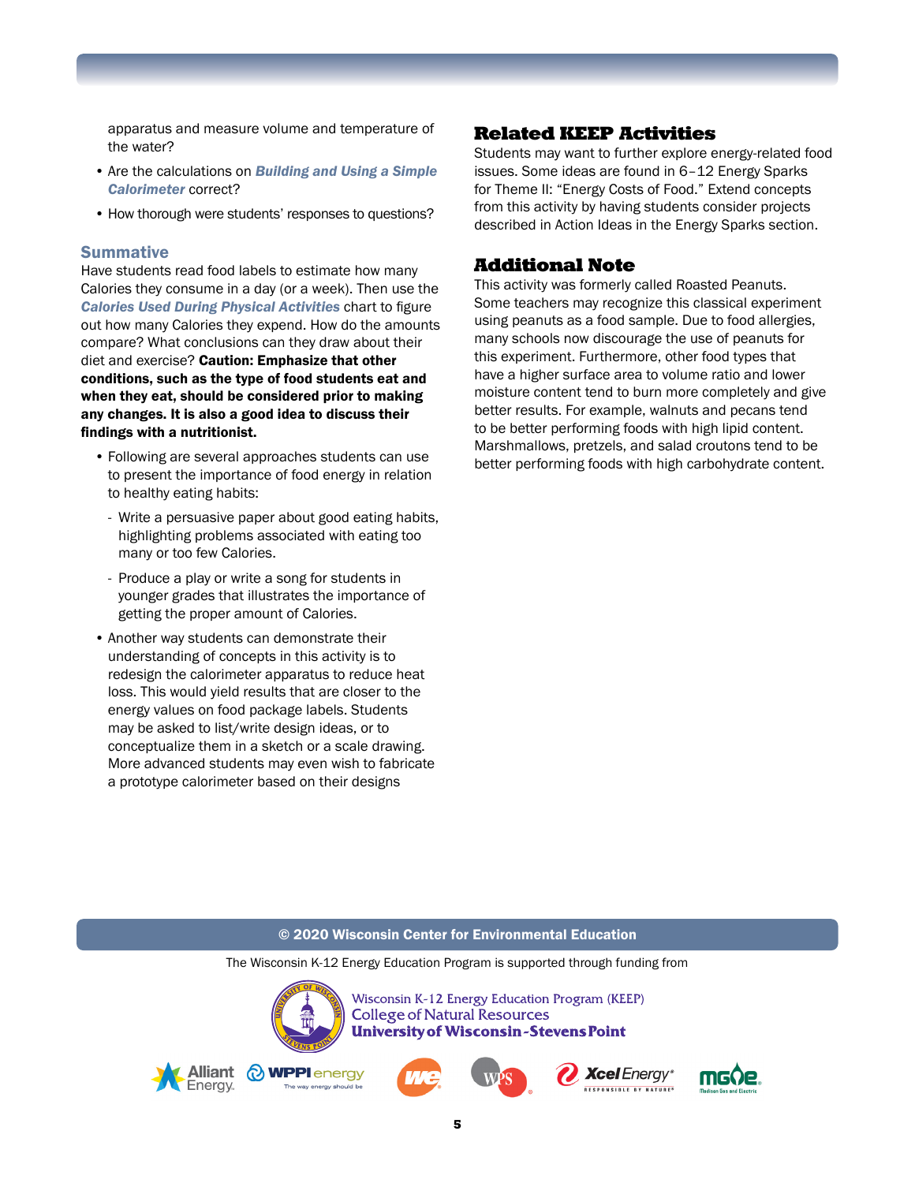apparatus and measure volume and temperature of the water?

- Are the calculations on ***Building and Using a Simple Calorimeter*** correct?
- How thorough were students' responses to questions?

### Summative

Have students read food labels to estimate how many Calories they consume in a day (or a week). Then use the ***Calories Used During Physical Activities*** chart to figure out how many Calories they expend. How do the amounts compare? What conclusions can they draw about their diet and exercise? **Caution: Emphasize that other conditions, such as the type of food students eat and when they eat, should be considered prior to making any changes. It is also a good idea to discuss their findings with a nutritionist.**

- Following are several approaches students can use to present the importance of food energy in relation to healthy eating habits:
  - Write a persuasive paper about good eating habits, highlighting problems associated with eating too many or too few Calories.
  - Produce a play or write a song for students in younger grades that illustrates the importance of getting the proper amount of Calories.
- Another way students can demonstrate their understanding of concepts in this activity is to redesign the calorimeter apparatus to reduce heat loss. This would yield results that are closer to the energy values on food package labels. Students may be asked to list/write design ideas, or to conceptualize them in a sketch or a scale drawing. More advanced students may even wish to fabricate a prototype calorimeter based on their designs

## Related KEEP Activities

Students may want to further explore energy-related food issues. Some ideas are found in 6–12 Energy Sparks for Theme II: "Energy Costs of Food." Extend concepts from this activity by having students consider projects described in Action Ideas in the Energy Sparks section.

## Additional Note

This activity was formerly called Roasted Peanuts. Some teachers may recognize this classical experiment using peanuts as a food sample. Due to food allergies, many schools now discourage the use of peanuts for this experiment. Furthermore, other food types that have a higher surface area to volume ratio and lower moisture content tend to burn more completely and give better results. For example, walnuts and pecans tend to be better performing foods with high lipid content. Marshmallows, pretzels, and salad croutons tend to be better performing foods with high carbohydrate content.

**© 2020 Wisconsin Center for Environmental Education**

The Wisconsin K-12 Energy Education Program is supported through funding from

Wisconsin K-12 Energy Education Program (KEEP)
College of Natural Resources
University of Wisconsin-Stevens Point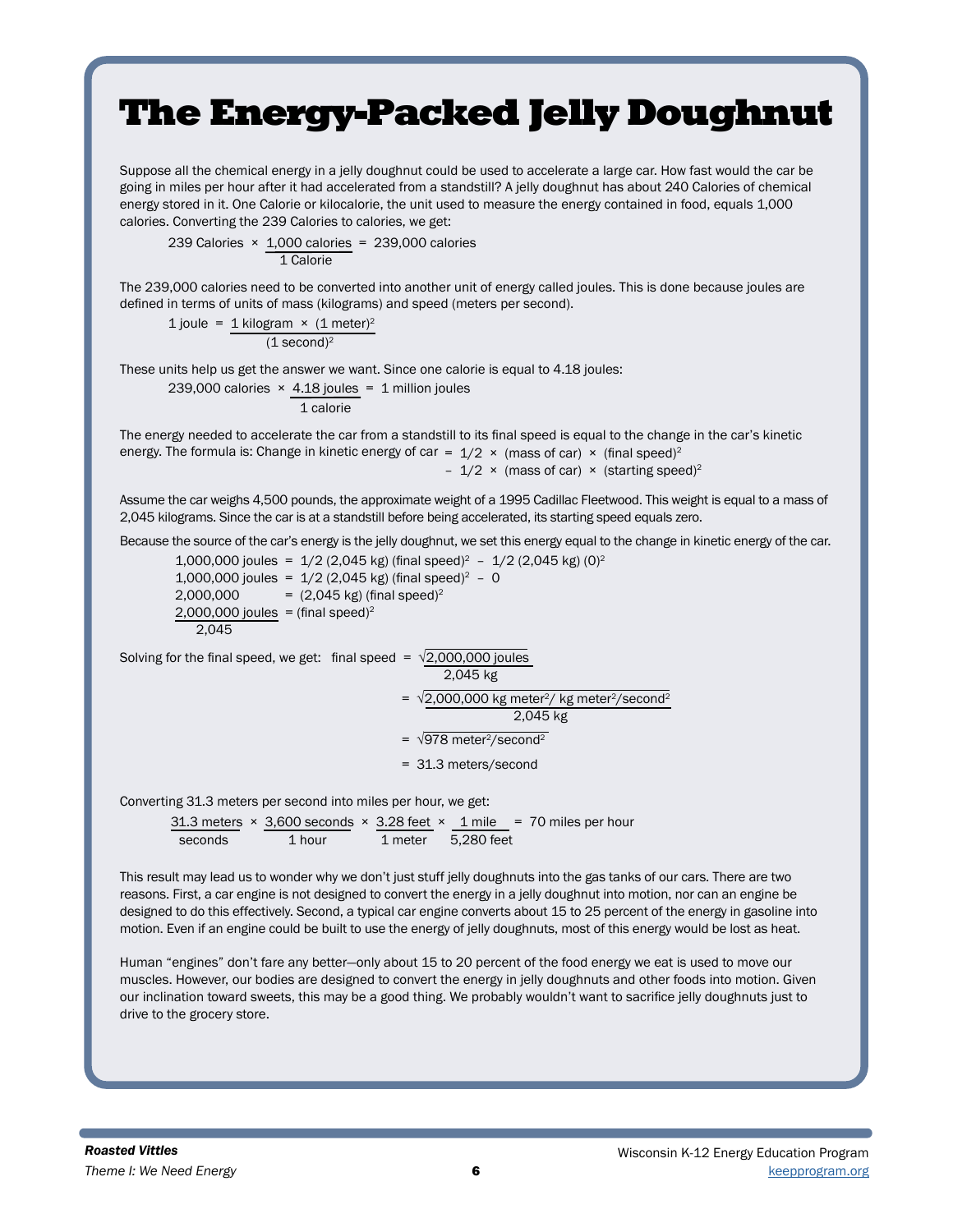# The Energy-Packed Jelly Doughnut

Suppose all the chemical energy in a jelly doughnut could be used to accelerate a large car. How fast would the car be going in miles per hour after it had accelerated from a standstill? A jelly doughnut has about 240 Calories of chemical energy stored in it. One Calorie or kilocalorie, the unit used to measure the energy contained in food, equals 1,000 calories. Converting the 239 Calories to calories, we get:

$$239 \text{ Calories} \times \frac{1{,}000 \text{ calories}}{1 \text{ Calorie}} = 239{,}000 \text{ calories}$$

The 239,000 calories need to be converted into another unit of energy called joules. This is done because joules are defined in terms of units of mass (kilograms) and speed (meters per second).

$$1 \text{ joule} = \frac{1 \text{ kilogram} \times (1 \text{ meter})^2}{(1 \text{ second})^2}$$

These units help us get the answer we want. Since one calorie is equal to 4.18 joules:

$$239{,}000 \text{ calories} \times \frac{4.18 \text{ joules}}{1 \text{ calorie}} = 1 \text{ million joules}$$

The energy needed to accelerate the car from a standstill to its final speed is equal to the change in the car's kinetic energy. The formula is: Change in kinetic energy of car $= 1/2 \times (\text{mass of car}) \times (\text{final speed})^2 - 1/2 \times (\text{mass of car}) \times (\text{starting speed})^2$

Assume the car weighs 4,500 pounds, the approximate weight of a 1995 Cadillac Fleetwood. This weight is equal to a mass of 2,045 kilograms. Since the car is at a standstill before being accelerated, its starting speed equals zero.

Because the source of the car's energy is the jelly doughnut, we set this energy equal to the change in kinetic energy of the car.

$$1{,}000{,}000 \text{ joules} = 1/2\,(2{,}045 \text{ kg})\,(\text{final speed})^2 - 1/2\,(2{,}045 \text{ kg})\,(0)^2$$

$$1{,}000{,}000 \text{ joules} = 1/2\,(2{,}045 \text{ kg})\,(\text{final speed})^2 - 0$$

$$2{,}000{,}000 = (2{,}045 \text{ kg})\,(\text{final speed})^2$$

$$\frac{2{,}000{,}000 \text{ joules}}{2{,}045} = (\text{final speed})^2$$

Solving for the final speed, we get:

$$\text{final speed} = \sqrt{\frac{2{,}000{,}000 \text{ joules}}{2{,}045 \text{ kg}}}$$

$$= \sqrt{\frac{2{,}000{,}000 \text{ kg meter}^2/\text{ kg meter}^2/\text{second}^2}{2{,}045 \text{ kg}}}$$

$$= \sqrt{978 \text{ meter}^2/\text{second}^2}$$

$$= 31.3 \text{ meters/second}$$

Converting 31.3 meters per second into miles per hour, we get:

$$\frac{31.3 \text{ meters}}{\text{seconds}} \times \frac{3{,}600 \text{ seconds}}{1 \text{ hour}} \times \frac{3.28 \text{ feet}}{1 \text{ meter}} \times \frac{1 \text{ mile}}{5{,}280 \text{ feet}} = 70 \text{ miles per hour}$$

This result may lead us to wonder why we don't just stuff jelly doughnuts into the gas tanks of our cars. There are two reasons. First, a car engine is not designed to convert the energy in a jelly doughnut into motion, nor can an engine be designed to do this effectively. Second, a typical car engine converts about 15 to 25 percent of the energy in gasoline into motion. Even if an engine could be built to use the energy of jelly doughnuts, most of this energy would be lost as heat.

Human "engines" don't fare any better—only about 15 to 20 percent of the food energy we eat is used to move our muscles. However, our bodies are designed to convert the energy in jelly doughnuts and other foods into motion. Given our inclination toward sweets, this may be a good thing. We probably wouldn't want to sacrifice jelly doughnuts just to drive to the grocery store.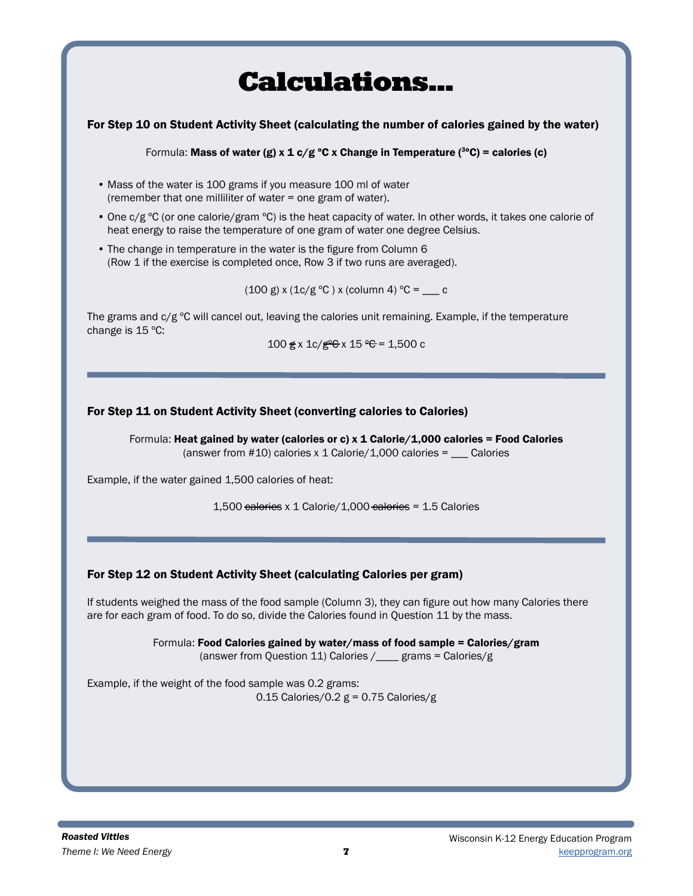# Calculations...

**For Step 10 on Student Activity Sheet (calculating the number of calories gained by the water)**

Formula: **Mass of water (g) x 1 c/g ºC x Change in Temperature (³ºC) = calories (c)**

- Mass of the water is 100 grams if you measure 100 ml of water (remember that one milliliter of water = one gram of water).
- One c/g ºC (or one calorie/gram ºC) is the heat capacity of water. In other words, it takes one calorie of heat energy to raise the temperature of one gram of water one degree Celsius.
- The change in temperature in the water is the figure from Column 6 (Row 1 if the exercise is completed once, Row 3 if two runs are averaged).

(100 g) x (1c/g ºC ) x (column 4) ºC = ___ c

The grams and c/g ºC will cancel out, leaving the calories unit remaining. Example, if the temperature change is 15 ºC:

100 ~~g~~ x 1c/~~gºC~~ x 15 ~~ºC~~ = 1,500 c

---

**For Step 11 on Student Activity Sheet (converting calories to Calories)**

Formula: **Heat gained by water (calories or c) x 1 Calorie/1,000 calories = Food Calories**
(answer from #10) calories x 1 Calorie/1,000 calories = ___ Calories

Example, if the water gained 1,500 calories of heat:

1,500 ~~calories~~ x 1 Calorie/1,000 ~~calories~~ = 1.5 Calories

---

**For Step 12 on Student Activity Sheet (calculating Calories per gram)**

If students weighed the mass of the food sample (Column 3), they can figure out how many Calories there are for each gram of food. To do so, divide the Calories found in Question 11 by the mass.

Formula: **Food Calories gained by water/mass of food sample = Calories/gram**
(answer from Question 11) Calories /____ grams = Calories/g

Example, if the weight of the food sample was 0.2 grams:
0.15 Calories/0.2 g = 0.75 Calories/g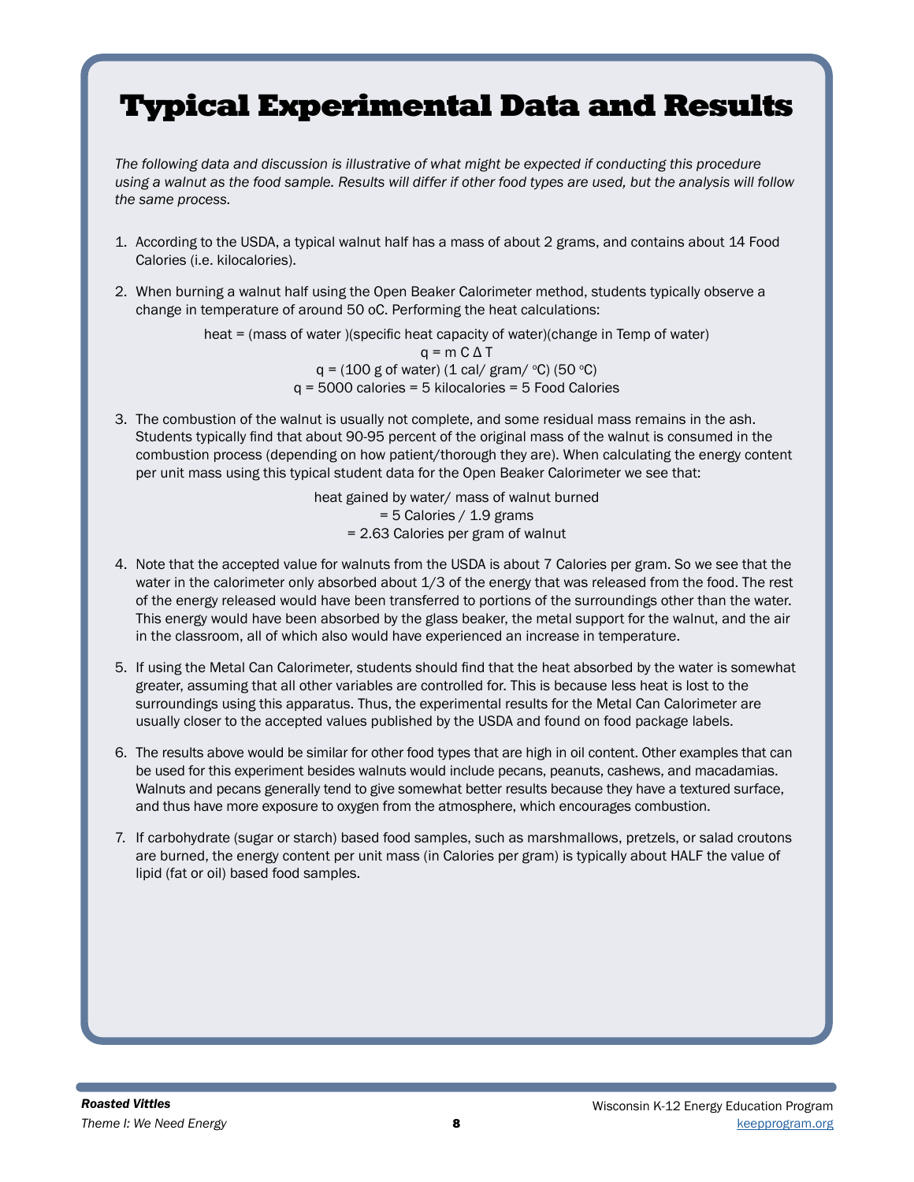# Typical Experimental Data and Results

*The following data and discussion is illustrative of what might be expected if conducting this procedure using a walnut as the food sample. Results will differ if other food types are used, but the analysis will follow the same process.*

1. According to the USDA, a typical walnut half has a mass of about 2 grams, and contains about 14 Food Calories (i.e. kilocalories).

2. When burning a walnut half using the Open Beaker Calorimeter method, students typically observe a change in temperature of around 50 oC. Performing the heat calculations:

   heat = (mass of water )(specific heat capacity of water)(change in Temp of water)

   $$q = m\,C\,\Delta T$$

   $$q = (100 \text{ g of water})\ (1 \text{ cal/ gram/ }^{\circ}\text{C})\ (50\ ^{\circ}\text{C})$$

   q = 5000 calories = 5 kilocalories = 5 Food Calories

3. The combustion of the walnut is usually not complete, and some residual mass remains in the ash. Students typically find that about 90-95 percent of the original mass of the walnut is consumed in the combustion process (depending on how patient/thorough they are). When calculating the energy content per unit mass using this typical student data for the Open Beaker Calorimeter we see that:

   heat gained by water/ mass of walnut burned
   = 5 Calories / 1.9 grams
   = 2.63 Calories per gram of walnut

4. Note that the accepted value for walnuts from the USDA is about 7 Calories per gram. So we see that the water in the calorimeter only absorbed about 1/3 of the energy that was released from the food. The rest of the energy released would have been transferred to portions of the surroundings other than the water. This energy would have been absorbed by the glass beaker, the metal support for the walnut, and the air in the classroom, all of which also would have experienced an increase in temperature.

5. If using the Metal Can Calorimeter, students should find that the heat absorbed by the water is somewhat greater, assuming that all other variables are controlled for. This is because less heat is lost to the surroundings using this apparatus. Thus, the experimental results for the Metal Can Calorimeter are usually closer to the accepted values published by the USDA and found on food package labels.

6. The results above would be similar for other food types that are high in oil content. Other examples that can be used for this experiment besides walnuts would include pecans, peanuts, cashews, and macadamias. Walnuts and pecans generally tend to give somewhat better results because they have a textured surface, and thus have more exposure to oxygen from the atmosphere, which encourages combustion.

7. If carbohydrate (sugar or starch) based food samples, such as marshmallows, pretzels, or salad croutons are burned, the energy content per unit mass (in Calories per gram) is typically about HALF the value of lipid (fat or oil) based food samples.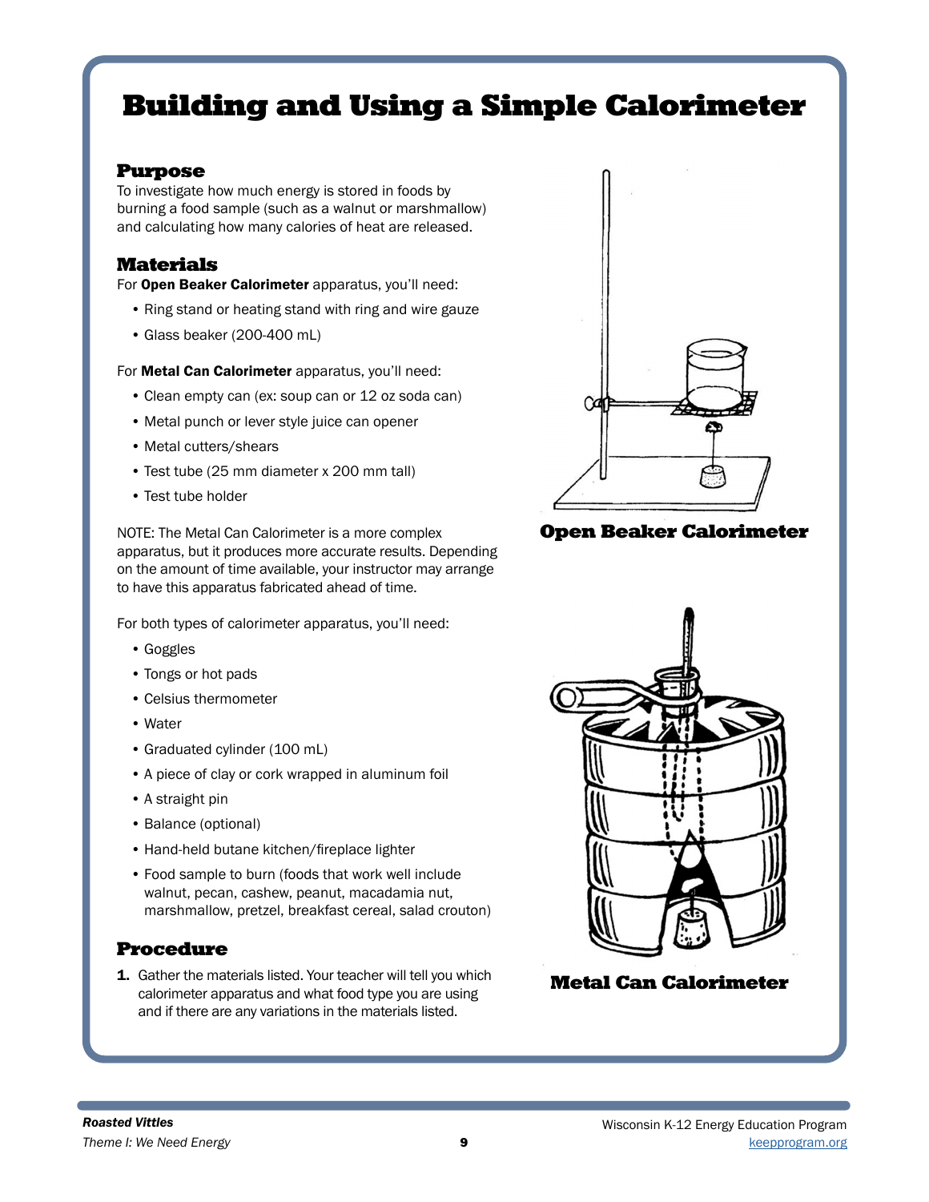# Building and Using a Simple Calorimeter

## Purpose

To investigate how much energy is stored in foods by burning a food sample (such as a walnut or marshmallow) and calculating how many calories of heat are released.

## Materials

For **Open Beaker Calorimeter** apparatus, you'll need:

- Ring stand or heating stand with ring and wire gauze
- Glass beaker (200-400 mL)

For **Metal Can Calorimeter** apparatus, you'll need:

- Clean empty can (ex: soup can or 12 oz soda can)
- Metal punch or lever style juice can opener
- Metal cutters/shears
- Test tube (25 mm diameter x 200 mm tall)
- Test tube holder

NOTE: The Metal Can Calorimeter is a more complex apparatus, but it produces more accurate results. Depending on the amount of time available, your instructor may arrange to have this apparatus fabricated ahead of time.

For both types of calorimeter apparatus, you'll need:

- Goggles
- Tongs or hot pads
- Celsius thermometer
- Water
- Graduated cylinder (100 mL)
- A piece of clay or cork wrapped in aluminum foil
- A straight pin
- Balance (optional)
- Hand-held butane kitchen/fireplace lighter
- Food sample to burn (foods that work well include walnut, pecan, cashew, peanut, macadamia nut, marshmallow, pretzel, breakfast cereal, salad crouton)

**Open Beaker Calorimeter**

**Metal Can Calorimeter**

## Procedure

1. Gather the materials listed. Your teacher will tell you which calorimeter apparatus and what food type you are using and if there are any variations in the materials listed.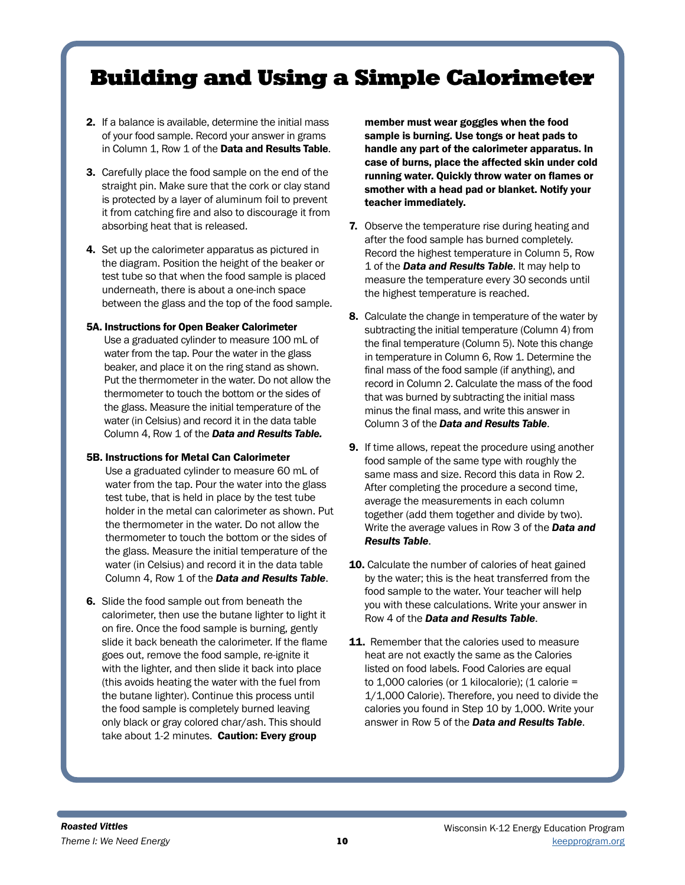# Building and Using a Simple Calorimeter

2. If a balance is available, determine the initial mass of your food sample. Record your answer in grams in Column 1, Row 1 of the **Data and Results Table**.

3. Carefully place the food sample on the end of the straight pin. Make sure that the cork or clay stand is protected by a layer of aluminum foil to prevent it from catching fire and also to discourage it from absorbing heat that is released.

4. Set up the calorimeter apparatus as pictured in the diagram. Position the height of the beaker or test tube so that when the food sample is placed underneath, there is about a one-inch space between the glass and the top of the food sample.

**5A. Instructions for Open Beaker Calorimeter**
Use a graduated cylinder to measure 100 mL of water from the tap. Pour the water in the glass beaker, and place it on the ring stand as shown. Put the thermometer in the water. Do not allow the thermometer to touch the bottom or the sides of the glass. Measure the initial temperature of the water (in Celsius) and record it in the data table Column 4, Row 1 of the ***Data and Results Table.***

**5B. Instructions for Metal Can Calorimeter**
Use a graduated cylinder to measure 60 mL of water from the tap. Pour the water into the glass test tube, that is held in place by the test tube holder in the metal can calorimeter as shown. Put the thermometer in the water. Do not allow the thermometer to touch the bottom or the sides of the glass. Measure the initial temperature of the water (in Celsius) and record it in the data table Column 4, Row 1 of the ***Data and Results Table***.

6. Slide the food sample out from beneath the calorimeter, then use the butane lighter to light it on fire. Once the food sample is burning, gently slide it back beneath the calorimeter. If the flame goes out, remove the food sample, re-ignite it with the lighter, and then slide it back into place (this avoids heating the water with the fuel from the butane lighter). Continue this process until the food sample is completely burned leaving only black or gray colored char/ash. This should take about 1-2 minutes. **Caution: Every group member must wear goggles when the food sample is burning. Use tongs or heat pads to handle any part of the calorimeter apparatus. In case of burns, place the affected skin under cold running water. Quickly throw water on flames or smother with a head pad or blanket. Notify your teacher immediately.**

7. Observe the temperature rise during heating and after the food sample has burned completely. Record the highest temperature in Column 5, Row 1 of the ***Data and Results Table***. It may help to measure the temperature every 30 seconds until the highest temperature is reached.

8. Calculate the change in temperature of the water by subtracting the initial temperature (Column 4) from the final temperature (Column 5). Note this change in temperature in Column 6, Row 1. Determine the final mass of the food sample (if anything), and record in Column 2. Calculate the mass of the food that was burned by subtracting the initial mass minus the final mass, and write this answer in Column 3 of the ***Data and Results Table***.

9. If time allows, repeat the procedure using another food sample of the same type with roughly the same mass and size. Record this data in Row 2. After completing the procedure a second time, average the measurements in each column together (add them together and divide by two). Write the average values in Row 3 of the ***Data and Results Table***.

10. Calculate the number of calories of heat gained by the water; this is the heat transferred from the food sample to the water. Your teacher will help you with these calculations. Write your answer in Row 4 of the ***Data and Results Table***.

11. Remember that the calories used to measure heat are not exactly the same as the Calories listed on food labels. Food Calories are equal to 1,000 calories (or 1 kilocalorie); (1 calorie = 1/1,000 Calorie). Therefore, you need to divide the calories you found in Step 10 by 1,000. Write your answer in Row 5 of the ***Data and Results Table***.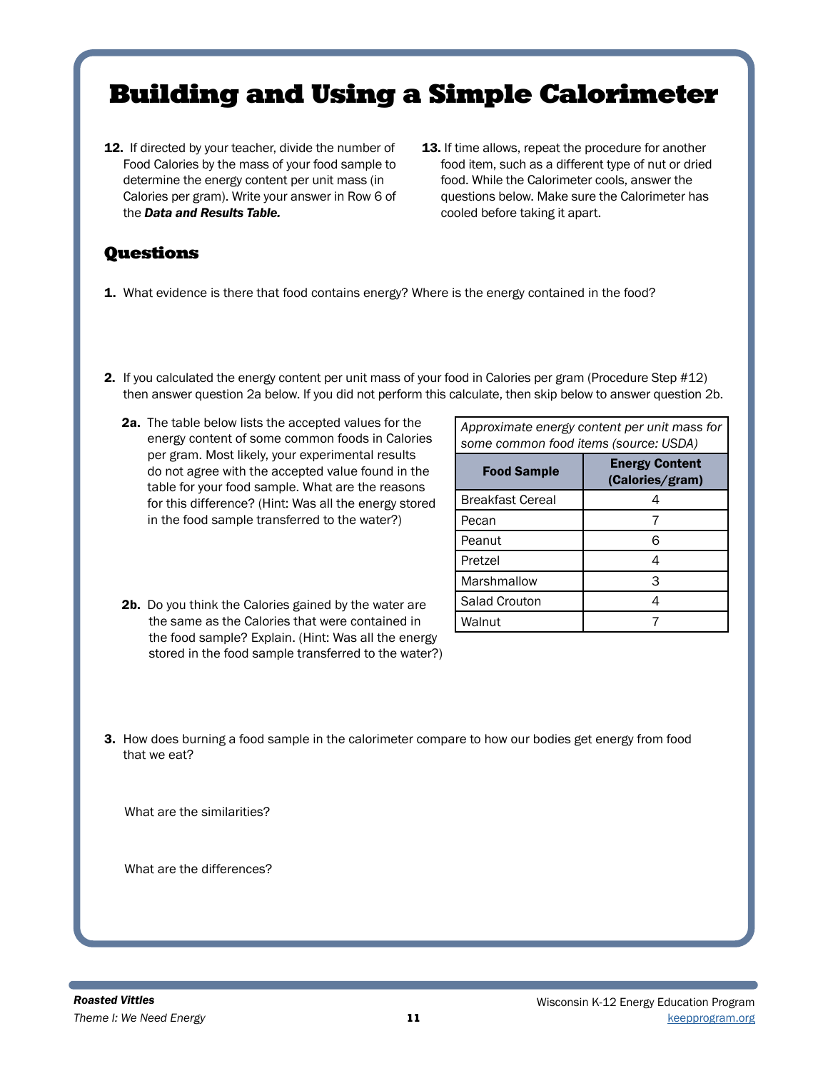# Building and Using a Simple Calorimeter

**12.** If directed by your teacher, divide the number of Food Calories by the mass of your food sample to determine the energy content per unit mass (in Calories per gram). Write your answer in Row 6 of the ***Data and Results Table.***

**13.** If time allows, repeat the procedure for another food item, such as a different type of nut or dried food. While the Calorimeter cools, answer the questions below. Make sure the Calorimeter has cooled before taking it apart.

## Questions

**1.** What evidence is there that food contains energy? Where is the energy contained in the food?

**2.** If you calculated the energy content per unit mass of your food in Calories per gram (Procedure Step #12) then answer question 2a below. If you did not perform this calculate, then skip below to answer question 2b.

**2a.** The table below lists the accepted values for the energy content of some common foods in Calories per gram. Most likely, your experimental results do not agree with the accepted value found in the table for your food sample. What are the reasons for this difference? (Hint: Was all the energy stored in the food sample transferred to the water?)

*Approximate energy content per unit mass for some common food items (source: USDA)*

| Food Sample | Energy Content (Calories/gram) |
|---|---|
| Breakfast Cereal | 4 |
| Pecan | 7 |
| Peanut | 6 |
| Pretzel | 4 |
| Marshmallow | 3 |
| Salad Crouton | 4 |
| Walnut | 7 |

**2b.** Do you think the Calories gained by the water are the same as the Calories that were contained in the food sample? Explain. (Hint: Was all the energy stored in the food sample transferred to the water?)

**3.** How does burning a food sample in the calorimeter compare to how our bodies get energy from food that we eat?

What are the similarities?

What are the differences?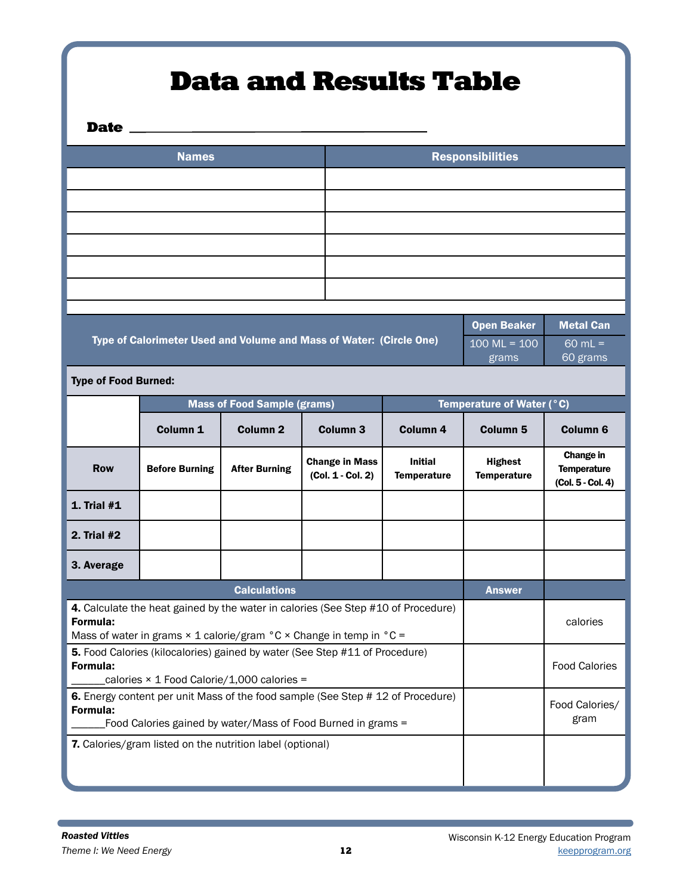# Data and Results Table

**Date** ________________________________

| Names | Responsibilities |
|---|---|
| | |
| | |
| | |
| | |
| | |
| | |

| Type of Calorimeter Used and Volume and Mass of Water: (Circle One) | Open Beaker | Metal Can |
|---|---|---|
| | 100 ML = 100 grams | 60 mL = 60 grams |

**Type of Food Burned:**

| | Mass of Food Sample (grams) | | | Temperature of Water (°C) | | |
|---|---|---|---|---|---|---|
| | Column 1 | Column 2 | Column 3 | Column 4 | Column 5 | Column 6 |
| **Row** | **Before Burning** | **After Burning** | **Change in Mass (Col. 1 - Col. 2)** | **Initial Temperature** | **Highest Temperature** | **Change in Temperature (Col. 5 - Col. 4)** |
| **1. Trial #1** | | | | | | |
| **2. Trial #2** | | | | | | |
| **3. Average** | | | | | | |

| Calculations | Answer | |
|---|---|---|
| **4.** Calculate the heat gained by the water in calories (See Step #10 of Procedure) **Formula:** Mass of water in grams × 1 calorie/gram °C × Change in temp in °C = | | calories |
| **5.** Food Calories (kilocalories) gained by water (See Step #11 of Procedure) **Formula:** ______calories × 1 Food Calorie/1,000 calories = | | Food Calories |
| **6.** Energy content per unit Mass of the food sample (See Step # 12 of Procedure) **Formula:** ______Food Calories gained by water/Mass of Food Burned in grams = | | Food Calories/ gram |
| **7.** Calories/gram listed on the nutrition label (optional) | | |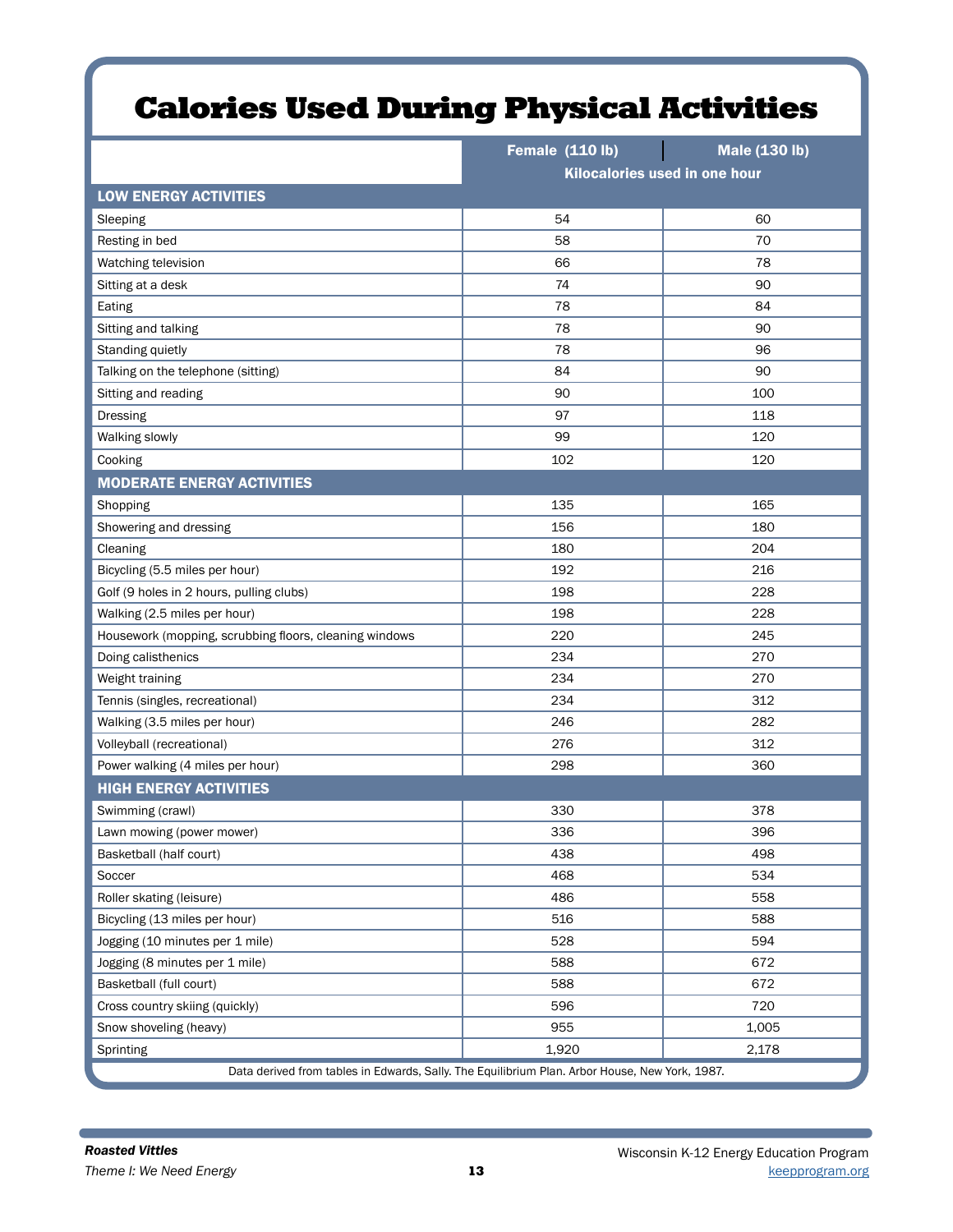# Calories Used During Physical Activities

| | Female (110 lb) | Male (130 lb) |
|---|---|---|
| | Kilocalories used in one hour | |
| **LOW ENERGY ACTIVITIES** | | |
| Sleeping | 54 | 60 |
| Resting in bed | 58 | 70 |
| Watching television | 66 | 78 |
| Sitting at a desk | 74 | 90 |
| Eating | 78 | 84 |
| Sitting and talking | 78 | 90 |
| Standing quietly | 78 | 96 |
| Talking on the telephone (sitting) | 84 | 90 |
| Sitting and reading | 90 | 100 |
| Dressing | 97 | 118 |
| Walking slowly | 99 | 120 |
| Cooking | 102 | 120 |
| **MODERATE ENERGY ACTIVITIES** | | |
| Shopping | 135 | 165 |
| Showering and dressing | 156 | 180 |
| Cleaning | 180 | 204 |
| Bicycling (5.5 miles per hour) | 192 | 216 |
| Golf (9 holes in 2 hours, pulling clubs) | 198 | 228 |
| Walking (2.5 miles per hour) | 198 | 228 |
| Housework (mopping, scrubbing floors, cleaning windows | 220 | 245 |
| Doing calisthenics | 234 | 270 |
| Weight training | 234 | 270 |
| Tennis (singles, recreational) | 234 | 312 |
| Walking (3.5 miles per hour) | 246 | 282 |
| Volleyball (recreational) | 276 | 312 |
| Power walking (4 miles per hour) | 298 | 360 |
| **HIGH ENERGY ACTIVITIES** | | |
| Swimming (crawl) | 330 | 378 |
| Lawn mowing (power mower) | 336 | 396 |
| Basketball (half court) | 438 | 498 |
| Soccer | 468 | 534 |
| Roller skating (leisure) | 486 | 558 |
| Bicycling (13 miles per hour) | 516 | 588 |
| Jogging (10 minutes per 1 mile) | 528 | 594 |
| Jogging (8 minutes per 1 mile) | 588 | 672 |
| Basketball (full court) | 588 | 672 |
| Cross country skiing (quickly) | 596 | 720 |
| Snow shoveling (heavy) | 955 | 1,005 |
| Sprinting | 1,920 | 2,178 |

Data derived from tables in Edwards, Sally. The Equilibrium Plan. Arbor House, New York, 1987.